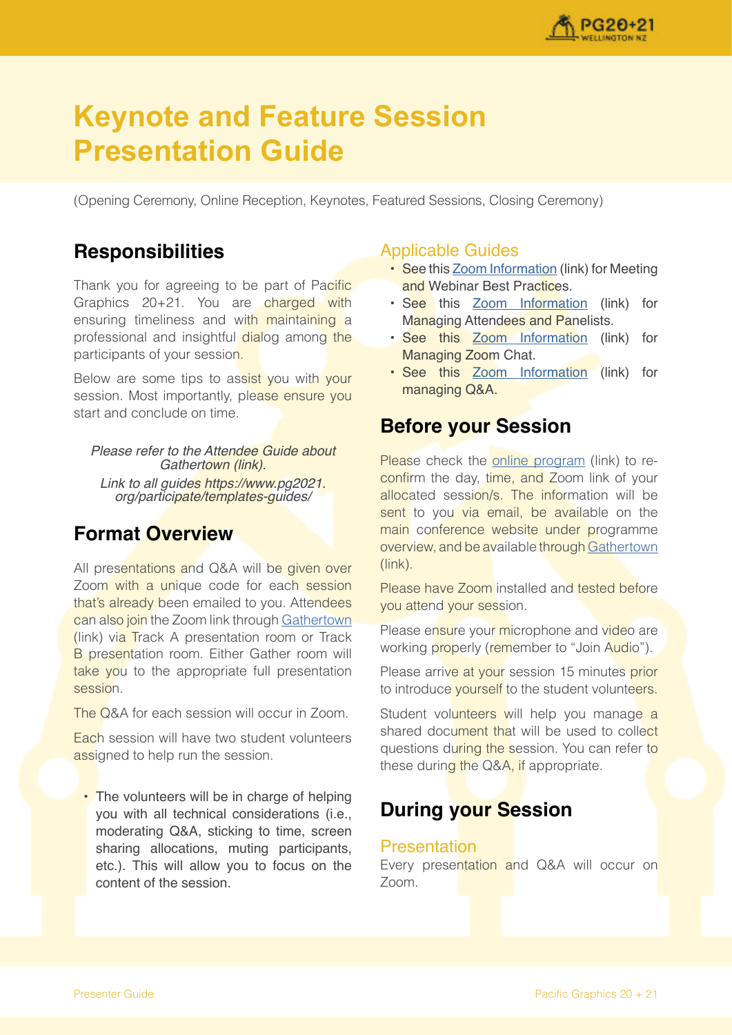# Keynote and Feature Session Presentation Guide

(Opening Ceremony, Online Reception, Keynotes, Featured Sessions, Closing Ceremony)

## Responsibilities

Thank you for agreeing to be part of Pacific Graphics 20+21. You are charged with ensuring timeliness and with maintaining a professional and insightful dialog among the participants of your session.

Below are some tips to assist you with your session. Most importantly, please ensure you start and conclude on time.

*Please refer to the Attendee Guide about Gathertown (link).*
*Link to all guides https://www.pg2021.org/participate/templates-guides/*

## Format Overview

All presentations and Q&A will be given over Zoom with a unique code for each session that's already been emailed to you. Attendees can also join the Zoom link through Gathertown (link) via Track A presentation room or Track B presentation room. Either Gather room will take you to the appropriate full presentation session.

The Q&A for each session will occur in Zoom.

Each session will have two student volunteers assigned to help run the session.

- The volunteers will be in charge of helping you with all technical considerations (i.e., moderating Q&A, sticking to time, screen sharing allocations, muting participants, etc.). This will allow you to focus on the content of the session.

### Applicable Guides

- See this Zoom Information (link) for Meeting and Webinar Best Practices.
- See this Zoom Information (link) for Managing Attendees and Panelists.
- See this Zoom Information (link) for Managing Zoom Chat.
- See this Zoom Information (link) for managing Q&A.

## Before your Session

Please check the online program (link) to re-confirm the day, time, and Zoom link of your allocated session/s. The information will be sent to you via email, be available on the main conference website under programme overview, and be available through Gathertown (link).

Please have Zoom installed and tested before you attend your session.

Please ensure your microphone and video are working properly (remember to "Join Audio").

Please arrive at your session 15 minutes prior to introduce yourself to the student volunteers.

Student volunteers will help you manage a shared document that will be used to collect questions during the session. You can refer to these during the Q&A, if appropriate.

## During your Session

### Presentation

Every presentation and Q&A will occur on Zoom.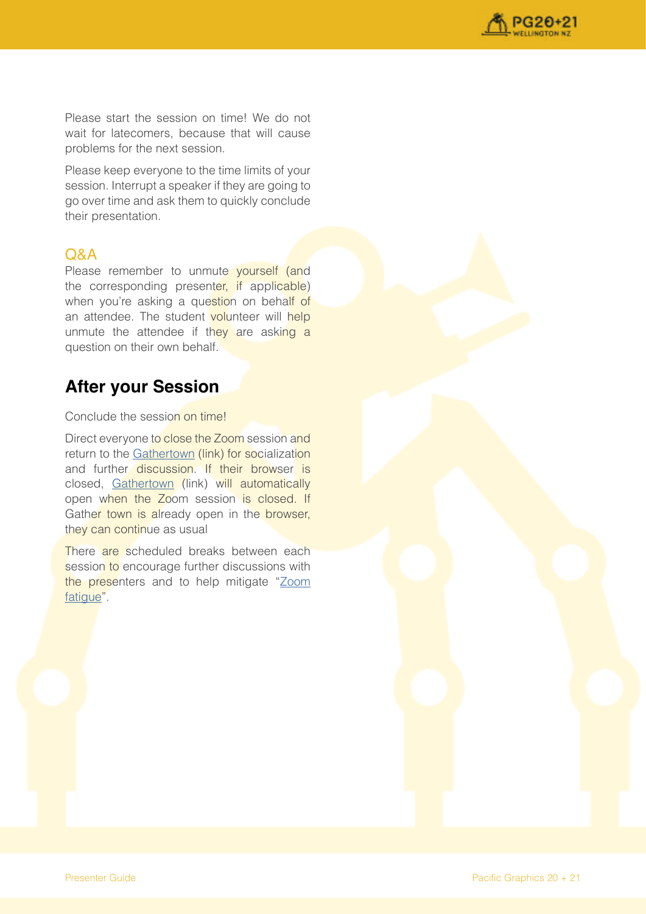Please start the session on time! We do not wait for latecomers, because that will cause problems for the next session.

Please keep everyone to the time limits of your session. Interrupt a speaker if they are going to go over time and ask them to quickly conclude their presentation.

### Q&A

Please remember to unmute yourself (and the corresponding presenter, if applicable) when you're asking a question on behalf of an attendee. The student volunteer will help unmute the attendee if they are asking a question on their own behalf.

## After your Session

Conclude the session on time!

Direct everyone to close the Zoom session and return to the Gathertown (link) for socialization and further discussion. If their browser is closed, Gathertown (link) will automatically open when the Zoom session is closed. If Gather town is already open in the browser, they can continue as usual

There are scheduled breaks between each session to encourage further discussions with the presenters and to help mitigate "Zoom fatigue".